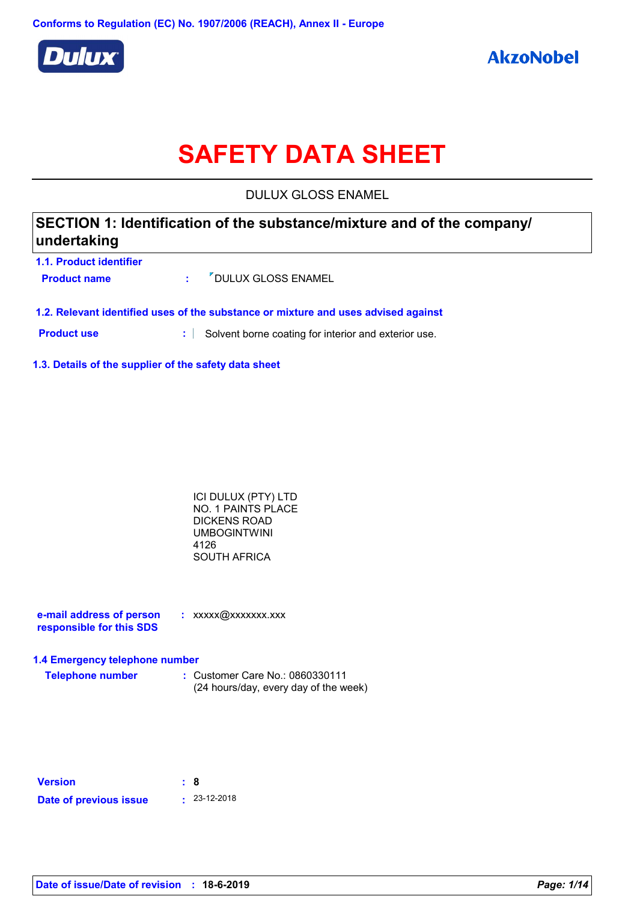Conforms to Regulation (EC) No. 1907/2006 (REACH), Annex II - Europe

Dulux

AkzoNobel

# SAFETY DATA SHEET

DULUX GLOSS ENAMEL

## SECTION 1: Identification of the substance/mixture and of the company/ undertaking

### 1.1. Product identifier

**Product name** : DULUX GLOSS ENAMEL

### 1.2. Relevant identified uses of the substance or mixture and uses advised against

**Product use** : Solvent borne coating for interior and exterior use.

### 1.3. Details of the supplier of the safety data sheet

ICI DULUX (PTY) LTD
NO. 1 PAINTS PLACE
DICKENS ROAD
UMBOGINTWINI
4126
SOUTH AFRICA

**e-mail address of person responsible for this SDS** : xxxxx@xxxxxxx.xxx

### 1.4 Emergency telephone number

**Telephone number** : Customer Care No.: 0860330111
(24 hours/day, every day of the week)

**Version** : **8**

**Date of previous issue** : 23-12-2018

**Date of issue/Date of revision** : **18-6-2019**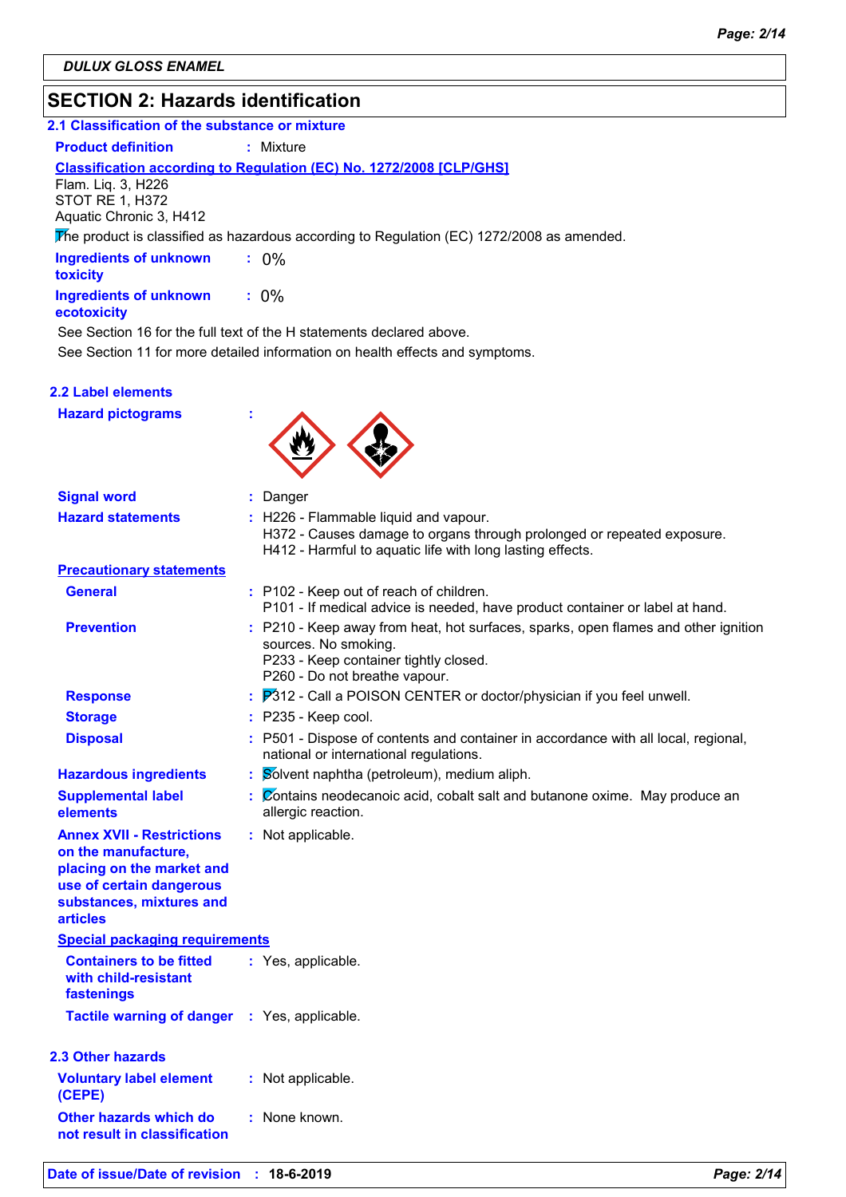DULUX GLOSS ENAMEL

# SECTION 2: Hazards identification

## 2.1 Classification of the substance or mixture

**Product definition** : Mixture

**Classification according to Regulation (EC) No. 1272/2008 [CLP/GHS]**

Flam. Liq. 3, H226
STOT RE 1, H372
Aquatic Chronic 3, H412

The product is classified as hazardous according to Regulation (EC) 1272/2008 as amended.

**Ingredients of unknown toxicity** : 0%

**Ingredients of unknown ecotoxicity** : 0%

See Section 16 for the full text of the H statements declared above.

See Section 11 for more detailed information on health effects and symptoms.

## 2.2 Label elements

**Hazard pictograms** :

**Signal word** : Danger

**Hazard statements** : H226 - Flammable liquid and vapour.
H372 - Causes damage to organs through prolonged or repeated exposure.
H412 - Harmful to aquatic life with long lasting effects.

**Precautionary statements**

**General** : P102 - Keep out of reach of children.
P101 - If medical advice is needed, have product container or label at hand.

**Prevention** : P210 - Keep away from heat, hot surfaces, sparks, open flames and other ignition sources. No smoking.
P233 - Keep container tightly closed.
P260 - Do not breathe vapour.

**Response** : P312 - Call a POISON CENTER or doctor/physician if you feel unwell.

**Storage** : P235 - Keep cool.

**Disposal** : P501 - Dispose of contents and container in accordance with all local, regional, national or international regulations.

**Hazardous ingredients** : Solvent naphtha (petroleum), medium aliph.

**Supplemental label elements** : Contains neodecanoic acid, cobalt salt and butanone oxime. May produce an allergic reaction.

**Annex XVII - Restrictions on the manufacture, placing on the market and use of certain dangerous substances, mixtures and articles** : Not applicable.

**Special packaging requirements**

**Containers to be fitted with child-resistant fastenings** : Yes, applicable.

**Tactile warning of danger** : Yes, applicable.

## 2.3 Other hazards

**Voluntary label element (CEPE)** : Not applicable.

**Other hazards which do not result in classification** : None known.

**Date of issue/Date of revision** : 18-6-2019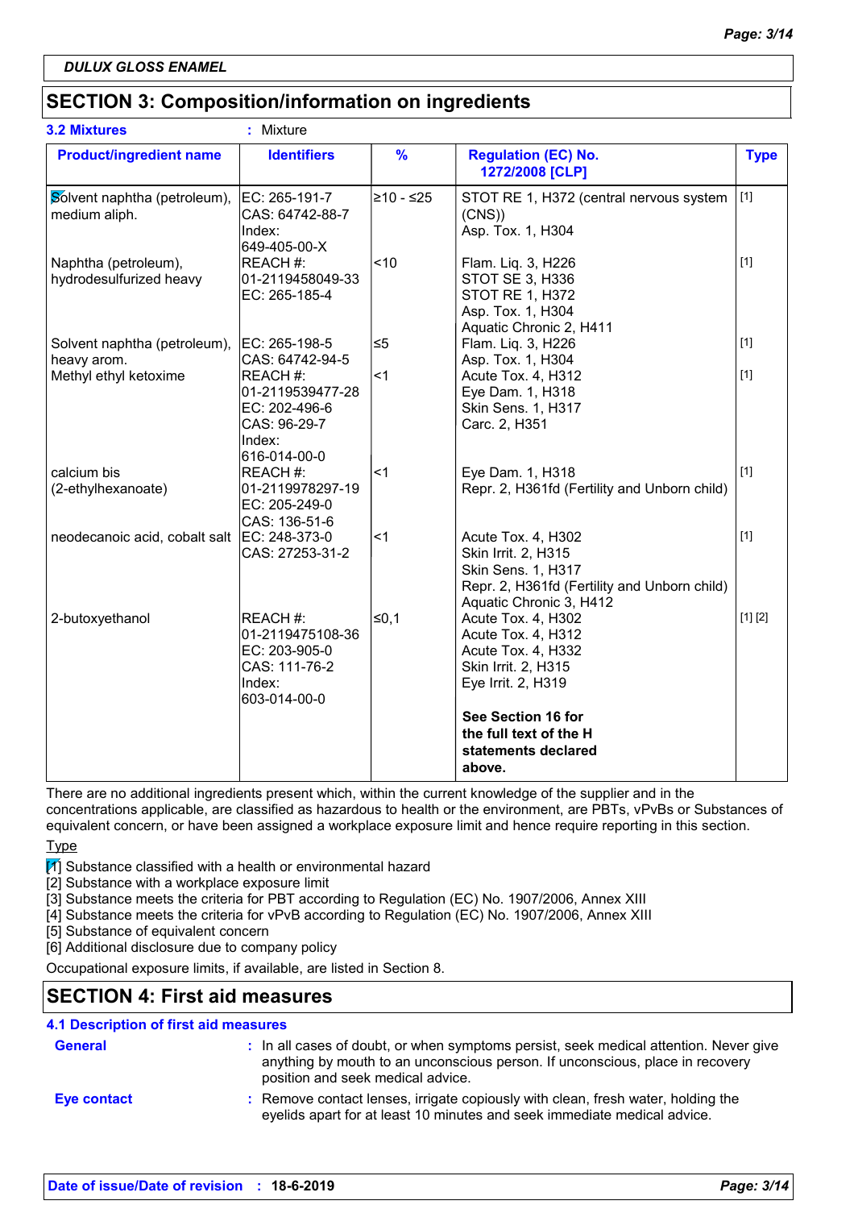DULUX GLOSS ENAMEL

## SECTION 3: Composition/information on ingredients

**3.2 Mixtures** : Mixture

| Product/ingredient name | Identifiers | % | Regulation (EC) No. 1272/2008 [CLP] | Type |
|---|---|---|---|---|
| Solvent naphtha (petroleum), medium aliph. | EC: 265-191-7<br>CAS: 64742-88-7<br>Index: 649-405-00-X | ≥10 - ≤25 | STOT RE 1, H372 (central nervous system (CNS))<br>Asp. Tox. 1, H304 | [1] |
| Naphtha (petroleum), hydrodesulfurized heavy | REACH #: 01-2119458049-33<br>EC: 265-185-4 | <10 | Flam. Liq. 3, H226<br>STOT SE 3, H336<br>STOT RE 1, H372<br>Asp. Tox. 1, H304<br>Aquatic Chronic 2, H411 | [1] |
| Solvent naphtha (petroleum), heavy arom. | EC: 265-198-5<br>CAS: 64742-94-5 | ≤5 | Flam. Liq. 3, H226<br>Asp. Tox. 1, H304 | [1] |
| Methyl ethyl ketoxime | REACH #: 01-2119539477-28<br>EC: 202-496-6<br>CAS: 96-29-7<br>Index: 616-014-00-0 | <1 | Acute Tox. 4, H312<br>Eye Dam. 1, H318<br>Skin Sens. 1, H317<br>Carc. 2, H351 | [1] |
| calcium bis (2-ethylhexanoate) | REACH #: 01-2119978297-19<br>EC: 205-249-0<br>CAS: 136-51-6 | <1 | Eye Dam. 1, H318<br>Repr. 2, H361fd (Fertility and Unborn child) | [1] |
| neodecanoic acid, cobalt salt | EC: 248-373-0<br>CAS: 27253-31-2 | <1 | Acute Tox. 4, H302<br>Skin Irrit. 2, H315<br>Skin Sens. 1, H317<br>Repr. 2, H361fd (Fertility and Unborn child)<br>Aquatic Chronic 3, H412 | [1] |
| 2-butoxyethanol | REACH #: 01-2119475108-36<br>EC: 203-905-0<br>CAS: 111-76-2<br>Index: 603-014-00-0 | ≤0,1 | Acute Tox. 4, H302<br>Acute Tox. 4, H312<br>Acute Tox. 4, H332<br>Skin Irrit. 2, H315<br>Eye Irrit. 2, H319 | [1] [2] |
| | | | **See Section 16 for the full text of the H statements declared above.** | |

There are no additional ingredients present which, within the current knowledge of the supplier and in the concentrations applicable, are classified as hazardous to health or the environment, are PBTs, vPvBs or Substances of equivalent concern, or have been assigned a workplace exposure limit and hence require reporting in this section.

Type

[1] Substance classified with a health or environmental hazard
[2] Substance with a workplace exposure limit
[3] Substance meets the criteria for PBT according to Regulation (EC) No. 1907/2006, Annex XIII
[4] Substance meets the criteria for vPvB according to Regulation (EC) No. 1907/2006, Annex XIII
[5] Substance of equivalent concern
[6] Additional disclosure due to company policy

Occupational exposure limits, if available, are listed in Section 8.

## SECTION 4: First aid measures

### 4.1 Description of first aid measures

**General** : In all cases of doubt, or when symptoms persist, seek medical attention. Never give anything by mouth to an unconscious person. If unconscious, place in recovery position and seek medical advice.

**Eye contact** : Remove contact lenses, irrigate copiously with clean, fresh water, holding the eyelids apart for at least 10 minutes and seek immediate medical advice.

**Date of issue/Date of revision** : **18-6-2019**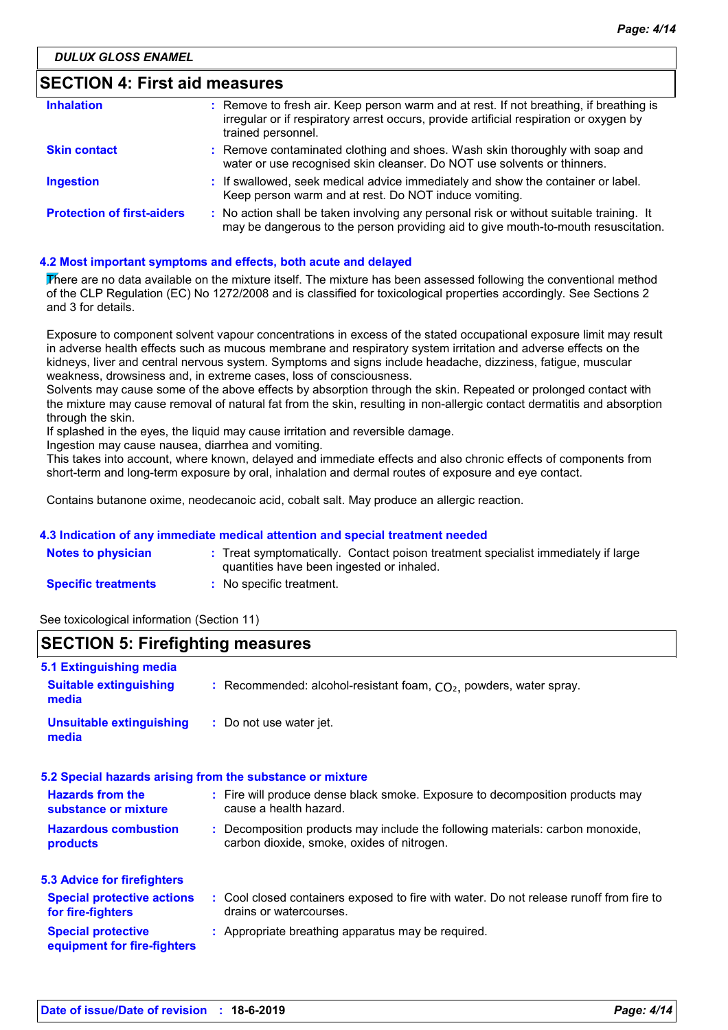## SECTION 4: First aid measures

| | |
|---|---|
| **Inhalation** | : Remove to fresh air. Keep person warm and at rest. If not breathing, if breathing is irregular or if respiratory arrest occurs, provide artificial respiration or oxygen by trained personnel. |
| **Skin contact** | : Remove contaminated clothing and shoes. Wash skin thoroughly with soap and water or use recognised skin cleanser. Do NOT use solvents or thinners. |
| **Ingestion** | : If swallowed, seek medical advice immediately and show the container or label. Keep person warm and at rest. Do NOT induce vomiting. |
| **Protection of first-aiders** | : No action shall be taken involving any personal risk or without suitable training. It may be dangerous to the person providing aid to give mouth-to-mouth resuscitation. |

### 4.2 Most important symptoms and effects, both acute and delayed

There are no data available on the mixture itself. The mixture has been assessed following the conventional method of the CLP Regulation (EC) No 1272/2008 and is classified for toxicological properties accordingly. See Sections 2 and 3 for details.

Exposure to component solvent vapour concentrations in excess of the stated occupational exposure limit may result in adverse health effects such as mucous membrane and respiratory system irritation and adverse effects on the kidneys, liver and central nervous system. Symptoms and signs include headache, dizziness, fatigue, muscular weakness, drowsiness and, in extreme cases, loss of consciousness.
Solvents may cause some of the above effects by absorption through the skin. Repeated or prolonged contact with the mixture may cause removal of natural fat from the skin, resulting in non-allergic contact dermatitis and absorption through the skin.
If splashed in the eyes, the liquid may cause irritation and reversible damage.
Ingestion may cause nausea, diarrhea and vomiting.
This takes into account, where known, delayed and immediate effects and also chronic effects of components from short-term and long-term exposure by oral, inhalation and dermal routes of exposure and eye contact.

Contains butanone oxime, neodecanoic acid, cobalt salt. May produce an allergic reaction.

### 4.3 Indication of any immediate medical attention and special treatment needed

| | |
|---|---|
| **Notes to physician** | : Treat symptomatically. Contact poison treatment specialist immediately if large quantities have been ingested or inhaled. |
| **Specific treatments** | : No specific treatment. |

See toxicological information (Section 11)

## SECTION 5: Firefighting measures

### 5.1 Extinguishing media

| | |
|---|---|
| **Suitable extinguishing media** | : Recommended: alcohol-resistant foam, $CO_2$, powders, water spray. |
| **Unsuitable extinguishing media** | : Do not use water jet. |

### 5.2 Special hazards arising from the substance or mixture

| | |
|---|---|
| **Hazards from the substance or mixture** | : Fire will produce dense black smoke. Exposure to decomposition products may cause a health hazard. |
| **Hazardous combustion products** | : Decomposition products may include the following materials: carbon monoxide, carbon dioxide, smoke, oxides of nitrogen. |

### 5.3 Advice for firefighters

| | |
|---|---|
| **Special protective actions for fire-fighters** | : Cool closed containers exposed to fire with water. Do not release runoff from fire to drains or watercourses. |
| **Special protective equipment for fire-fighters** | : Appropriate breathing apparatus may be required. |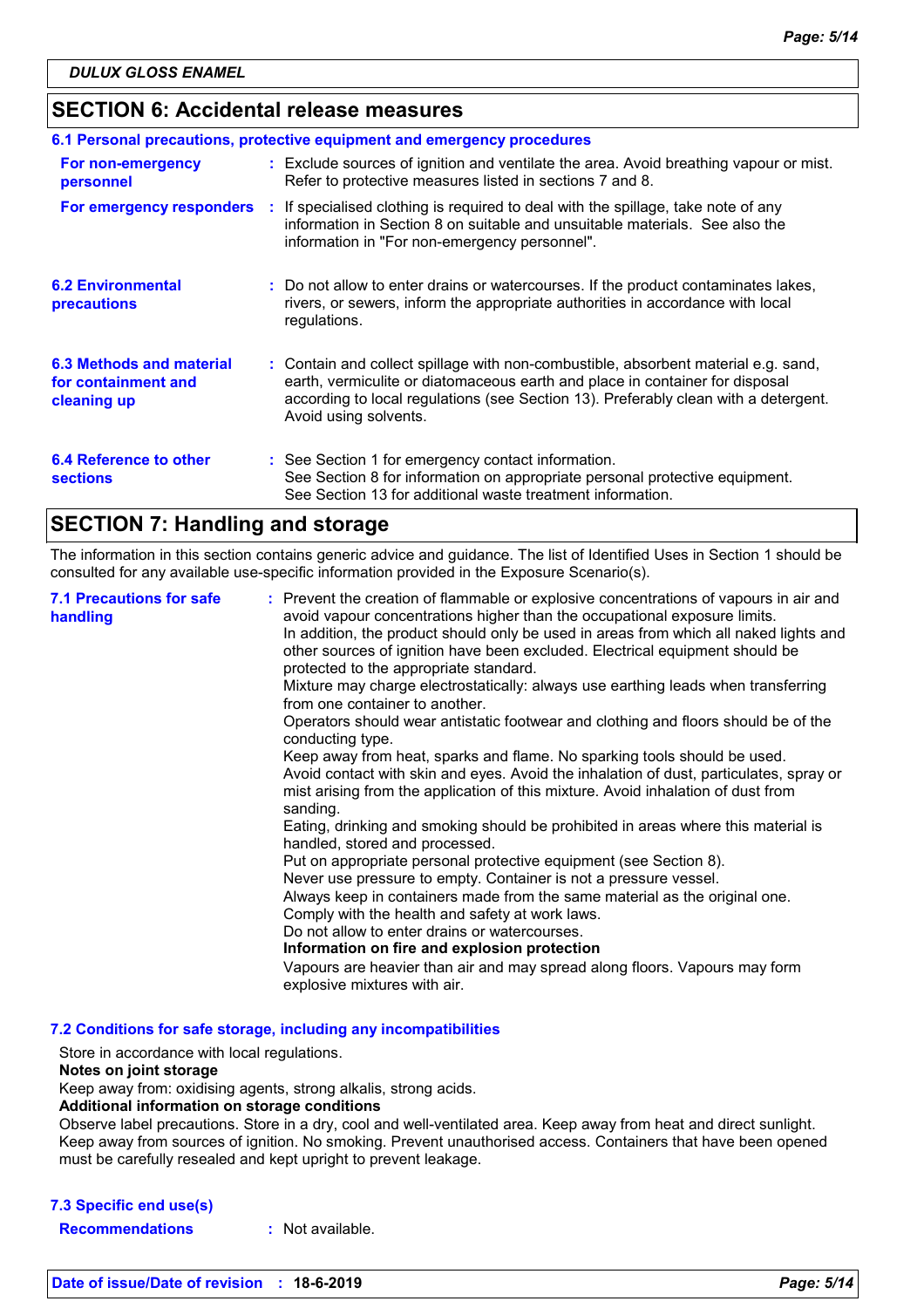## SECTION 6: Accidental release measures

### 6.1 Personal precautions, protective equipment and emergency procedures

**For non-emergency personnel** : Exclude sources of ignition and ventilate the area. Avoid breathing vapour or mist. Refer to protective measures listed in sections 7 and 8.

**For emergency responders** : If specialised clothing is required to deal with the spillage, take note of any information in Section 8 on suitable and unsuitable materials. See also the information in "For non-emergency personnel".

### 6.2 Environmental precautions

: Do not allow to enter drains or watercourses. If the product contaminates lakes, rivers, or sewers, inform the appropriate authorities in accordance with local regulations.

### 6.3 Methods and material for containment and cleaning up

: Contain and collect spillage with non-combustible, absorbent material e.g. sand, earth, vermiculite or diatomaceous earth and place in container for disposal according to local regulations (see Section 13). Preferably clean with a detergent. Avoid using solvents.

### 6.4 Reference to other sections

: See Section 1 for emergency contact information.
See Section 8 for information on appropriate personal protective equipment.
See Section 13 for additional waste treatment information.

## SECTION 7: Handling and storage

The information in this section contains generic advice and guidance. The list of Identified Uses in Section 1 should be consulted for any available use-specific information provided in the Exposure Scenario(s).

### 7.1 Precautions for safe handling

: Prevent the creation of flammable or explosive concentrations of vapours in air and avoid vapour concentrations higher than the occupational exposure limits.
In addition, the product should only be used in areas from which all naked lights and other sources of ignition have been excluded. Electrical equipment should be protected to the appropriate standard.
Mixture may charge electrostatically: always use earthing leads when transferring from one container to another.
Operators should wear antistatic footwear and clothing and floors should be of the conducting type.
Keep away from heat, sparks and flame. No sparking tools should be used.
Avoid contact with skin and eyes. Avoid the inhalation of dust, particulates, spray or mist arising from the application of this mixture. Avoid inhalation of dust from sanding.
Eating, drinking and smoking should be prohibited in areas where this material is handled, stored and processed.
Put on appropriate personal protective equipment (see Section 8).
Never use pressure to empty. Container is not a pressure vessel.
Always keep in containers made from the same material as the original one.
Comply with the health and safety at work laws.
Do not allow to enter drains or watercourses.

**Information on fire and explosion protection**

Vapours are heavier than air and may spread along floors. Vapours may form explosive mixtures with air.

### 7.2 Conditions for safe storage, including any incompatibilities

Store in accordance with local regulations.

**Notes on joint storage**

Keep away from: oxidising agents, strong alkalis, strong acids.

**Additional information on storage conditions**

Observe label precautions. Store in a dry, cool and well-ventilated area. Keep away from heat and direct sunlight. Keep away from sources of ignition. No smoking. Prevent unauthorised access. Containers that have been opened must be carefully resealed and kept upright to prevent leakage.

### 7.3 Specific end use(s)

**Recommendations** : Not available.

**Date of issue/Date of revision** : **18-6-2019**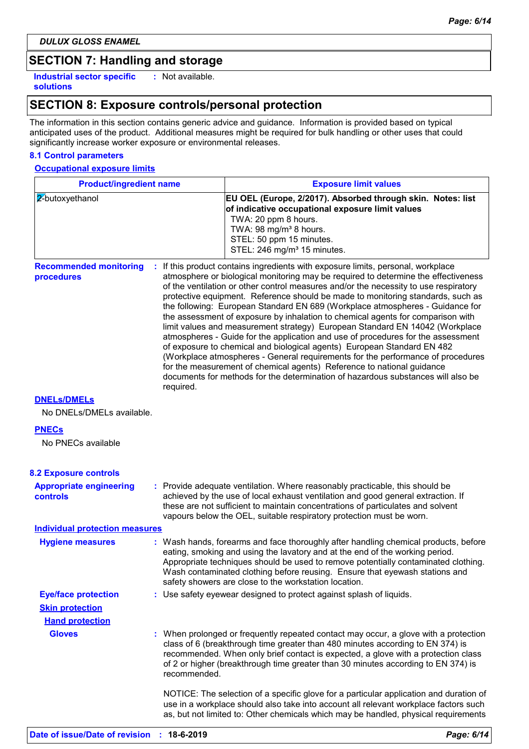**DULUX GLOSS ENAMEL**

## SECTION 7: Handling and storage

**Industrial sector specific solutions** : Not available.

## SECTION 8: Exposure controls/personal protection

The information in this section contains generic advice and guidance. Information is provided based on typical anticipated uses of the product. Additional measures might be required for bulk handling or other uses that could significantly increase worker exposure or environmental releases.

### 8.1 Control parameters

**Occupational exposure limits**

| Product/ingredient name | Exposure limit values |
|---|---|
| 2-butoxyethanol | **EU OEL (Europe, 2/2017). Absorbed through skin. Notes: list of indicative occupational exposure limit values**<br>TWA: 20 ppm 8 hours.<br>TWA: 98 mg/m³ 8 hours.<br>STEL: 50 ppm 15 minutes.<br>STEL: 246 mg/m³ 15 minutes. |

**Recommended monitoring procedures** : If this product contains ingredients with exposure limits, personal, workplace atmosphere or biological monitoring may be required to determine the effectiveness of the ventilation or other control measures and/or the necessity to use respiratory protective equipment. Reference should be made to monitoring standards, such as the following: European Standard EN 689 (Workplace atmospheres - Guidance for the assessment of exposure by inhalation to chemical agents for comparison with limit values and measurement strategy) European Standard EN 14042 (Workplace atmospheres - Guide for the application and use of procedures for the assessment of exposure to chemical and biological agents) European Standard EN 482 (Workplace atmospheres - General requirements for the performance of procedures for the measurement of chemical agents) Reference to national guidance documents for methods for the determination of hazardous substances will also be required.

**DNELs/DMELs**

No DNELs/DMELs available.

**PNECs**

No PNECs available

### 8.2 Exposure controls

**Appropriate engineering controls** : Provide adequate ventilation. Where reasonably practicable, this should be achieved by the use of local exhaust ventilation and good general extraction. If these are not sufficient to maintain concentrations of particulates and solvent vapours below the OEL, suitable respiratory protection must be worn.

**Individual protection measures**

**Hygiene measures** : Wash hands, forearms and face thoroughly after handling chemical products, before eating, smoking and using the lavatory and at the end of the working period. Appropriate techniques should be used to remove potentially contaminated clothing. Wash contaminated clothing before reusing. Ensure that eyewash stations and safety showers are close to the workstation location.

**Eye/face protection** : Use safety eyewear designed to protect against splash of liquids.

**Skin protection**

**Hand protection**

**Gloves** : When prolonged or frequently repeated contact may occur, a glove with a protection class of 6 (breakthrough time greater than 480 minutes according to EN 374) is recommended. When only brief contact is expected, a glove with a protection class of 2 or higher (breakthrough time greater than 30 minutes according to EN 374) is recommended.

NOTICE: The selection of a specific glove for a particular application and duration of use in a workplace should also take into account all relevant workplace factors such as, but not limited to: Other chemicals which may be handled, physical requirements

**Date of issue/Date of revision** : **18-6-2019**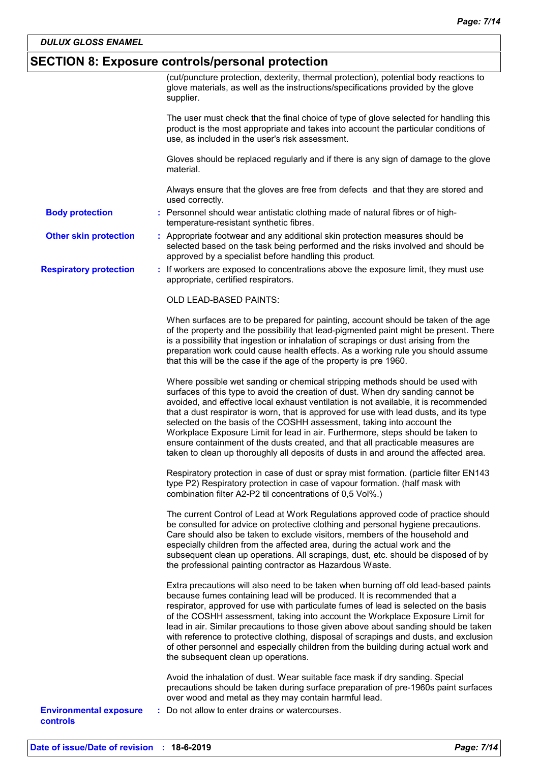## SECTION 8: Exposure controls/personal protection

(cut/puncture protection, dexterity, thermal protection), potential body reactions to glove materials, as well as the instructions/specifications provided by the glove supplier.

The user must check that the final choice of type of glove selected for handling this product is the most appropriate and takes into account the particular conditions of use, as included in the user's risk assessment.

Gloves should be replaced regularly and if there is any sign of damage to the glove material.

Always ensure that the gloves are free from defects and that they are stored and used correctly.

**Body protection** : Personnel should wear antistatic clothing made of natural fibres or of high-temperature-resistant synthetic fibres.

**Other skin protection** : Appropriate footwear and any additional skin protection measures should be selected based on the task being performed and the risks involved and should be approved by a specialist before handling this product.

**Respiratory protection** : If workers are exposed to concentrations above the exposure limit, they must use appropriate, certified respirators.

OLD LEAD-BASED PAINTS:

When surfaces are to be prepared for painting, account should be taken of the age of the property and the possibility that lead-pigmented paint might be present. There is a possibility that ingestion or inhalation of scrapings or dust arising from the preparation work could cause health effects. As a working rule you should assume that this will be the case if the age of the property is pre 1960.

Where possible wet sanding or chemical stripping methods should be used with surfaces of this type to avoid the creation of dust. When dry sanding cannot be avoided, and effective local exhaust ventilation is not available, it is recommended that a dust respirator is worn, that is approved for use with lead dusts, and its type selected on the basis of the COSHH assessment, taking into account the Workplace Exposure Limit for lead in air. Furthermore, steps should be taken to ensure containment of the dusts created, and that all practicable measures are taken to clean up thoroughly all deposits of dusts in and around the affected area.

Respiratory protection in case of dust or spray mist formation. (particle filter EN143 type P2) Respiratory protection in case of vapour formation. (half mask with combination filter A2-P2 til concentrations of 0,5 Vol%.)

The current Control of Lead at Work Regulations approved code of practice should be consulted for advice on protective clothing and personal hygiene precautions. Care should also be taken to exclude visitors, members of the household and especially children from the affected area, during the actual work and the subsequent clean up operations. All scrapings, dust, etc. should be disposed of by the professional painting contractor as Hazardous Waste.

Extra precautions will also need to be taken when burning off old lead-based paints because fumes containing lead will be produced. It is recommended that a respirator, approved for use with particulate fumes of lead is selected on the basis of the COSHH assessment, taking into account the Workplace Exposure Limit for lead in air. Similar precautions to those given above about sanding should be taken with reference to protective clothing, disposal of scrapings and dusts, and exclusion of other personnel and especially children from the building during actual work and the subsequent clean up operations.

Avoid the inhalation of dust. Wear suitable face mask if dry sanding. Special precautions should be taken during surface preparation of pre-1960s paint surfaces over wood and metal as they may contain harmful lead.

**Environmental exposure controls** : Do not allow to enter drains or watercourses.

**Date of issue/Date of revision** : **18-6-2019**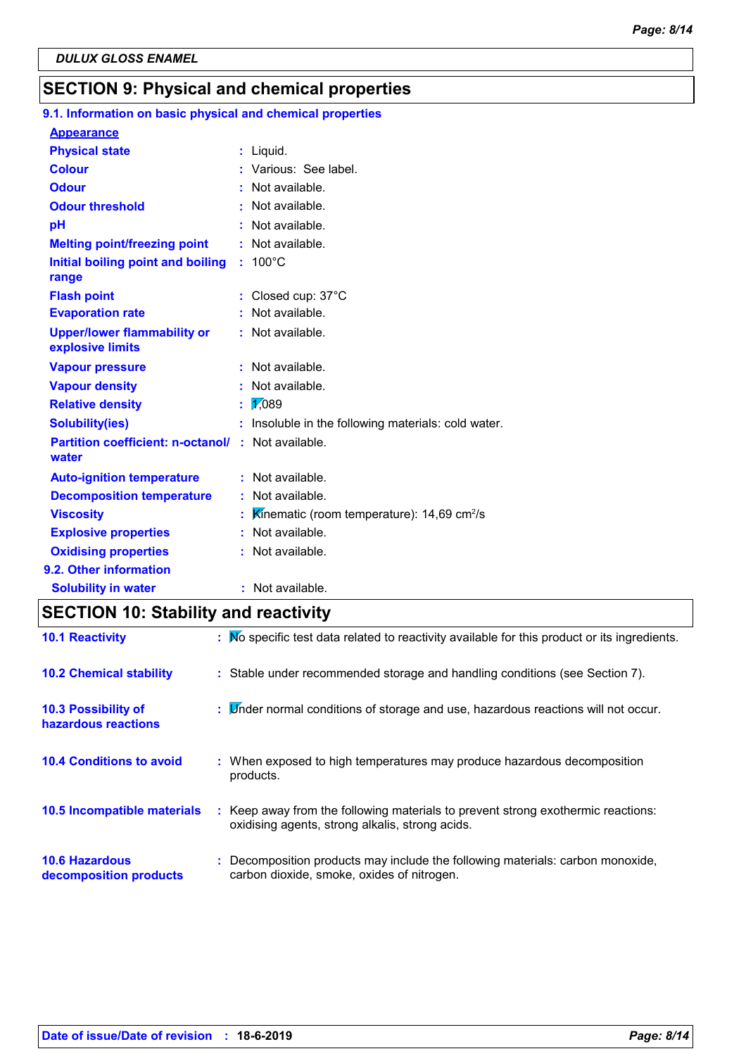DULUX GLOSS ENAMEL

## SECTION 9: Physical and chemical properties

### 9.1. Information on basic physical and chemical properties

**Appearance**

| | |
|---|---|
| **Physical state** | : Liquid. |
| **Colour** | : Various: See label. |
| **Odour** | : Not available. |
| **Odour threshold** | : Not available. |
| **pH** | : Not available. |
| **Melting point/freezing point** | : Not available. |
| **Initial boiling point and boiling range** | : 100°C |
| **Flash point** | : Closed cup: 37°C |
| **Evaporation rate** | : Not available. |
| **Upper/lower flammability or explosive limits** | : Not available. |
| **Vapour pressure** | : Not available. |
| **Vapour density** | : Not available. |
| **Relative density** | : 1,089 |
| **Solubility(ies)** | : Insoluble in the following materials: cold water. |
| **Partition coefficient: n-octanol/ water** | : Not available. |
| **Auto-ignition temperature** | : Not available. |
| **Decomposition temperature** | : Not available. |
| **Viscosity** | : Kinematic (room temperature): 14,69 $cm^2/s$ |
| **Explosive properties** | : Not available. |
| **Oxidising properties** | : Not available. |

### 9.2. Other information

| | |
|---|---|
| **Solubility in water** | : Not available. |

## SECTION 10: Stability and reactivity

| | |
|---|---|
| **10.1 Reactivity** | : No specific test data related to reactivity available for this product or its ingredients. |
| **10.2 Chemical stability** | : Stable under recommended storage and handling conditions (see Section 7). |
| **10.3 Possibility of hazardous reactions** | : Under normal conditions of storage and use, hazardous reactions will not occur. |
| **10.4 Conditions to avoid** | : When exposed to high temperatures may produce hazardous decomposition products. |
| **10.5 Incompatible materials** | : Keep away from the following materials to prevent strong exothermic reactions: oxidising agents, strong alkalis, strong acids. |
| **10.6 Hazardous decomposition products** | : Decomposition products may include the following materials: carbon monoxide, carbon dioxide, smoke, oxides of nitrogen. |

**Date of issue/Date of revision** : **18-6-2019**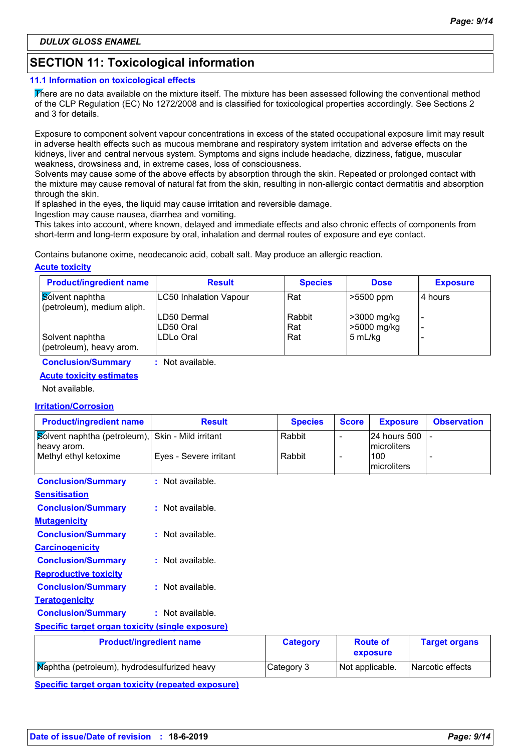**DULUX GLOSS ENAMEL**

## SECTION 11: Toxicological information

### 11.1 Information on toxicological effects

There are no data available on the mixture itself. The mixture has been assessed following the conventional method of the CLP Regulation (EC) No 1272/2008 and is classified for toxicological properties accordingly. See Sections 2 and 3 for details.

Exposure to component solvent vapour concentrations in excess of the stated occupational exposure limit may result in adverse health effects such as mucous membrane and respiratory system irritation and adverse effects on the kidneys, liver and central nervous system. Symptoms and signs include headache, dizziness, fatigue, muscular weakness, drowsiness and, in extreme cases, loss of consciousness.
Solvents may cause some of the above effects by absorption through the skin. Repeated or prolonged contact with the mixture may cause removal of natural fat from the skin, resulting in non-allergic contact dermatitis and absorption through the skin.
If splashed in the eyes, the liquid may cause irritation and reversible damage.
Ingestion may cause nausea, diarrhea and vomiting.
This takes into account, where known, delayed and immediate effects and also chronic effects of components from short-term and long-term exposure by oral, inhalation and dermal routes of exposure and eye contact.

Contains butanone oxime, neodecanoic acid, cobalt salt. May produce an allergic reaction.

**Acute toxicity**

| Product/ingredient name | Result | Species | Dose | Exposure |
|---|---|---|---|---|
| Solvent naphtha (petroleum), medium aliph. | LC50 Inhalation Vapour | Rat | >5500 ppm | 4 hours |
| | LD50 Dermal | Rabbit | >3000 mg/kg | - |
| | LD50 Oral | Rat | >5000 mg/kg | - |
| Solvent naphtha (petroleum), heavy arom. | LDLo Oral | Rat | 5 mL/kg | - |

**Conclusion/Summary** : Not available.

**Acute toxicity estimates**

Not available.

**Irritation/Corrosion**

| Product/ingredient name | Result | Species | Score | Exposure | Observation |
|---|---|---|---|---|---|
| Solvent naphtha (petroleum), heavy arom. | Skin - Mild irritant | Rabbit | - | 24 hours 500 microliters | - |
| Methyl ethyl ketoxime | Eyes - Severe irritant | Rabbit | - | 100 microliters | - |

**Conclusion/Summary** : Not available.

**Sensitisation**

**Conclusion/Summary** : Not available.

**Mutagenicity**

**Conclusion/Summary** : Not available.

**Carcinogenicity**

**Conclusion/Summary** : Not available.

**Reproductive toxicity**

**Conclusion/Summary** : Not available.

**Teratogenicity**

**Conclusion/Summary** : Not available.

**Specific target organ toxicity (single exposure)**

| Product/ingredient name | Category | Route of exposure | Target organs |
|---|---|---|---|
| Naphtha (petroleum), hydrodesulfurized heavy | Category 3 | Not applicable. | Narcotic effects |

**Specific target organ toxicity (repeated exposure)**

**Date of issue/Date of revision** : 18-6-2019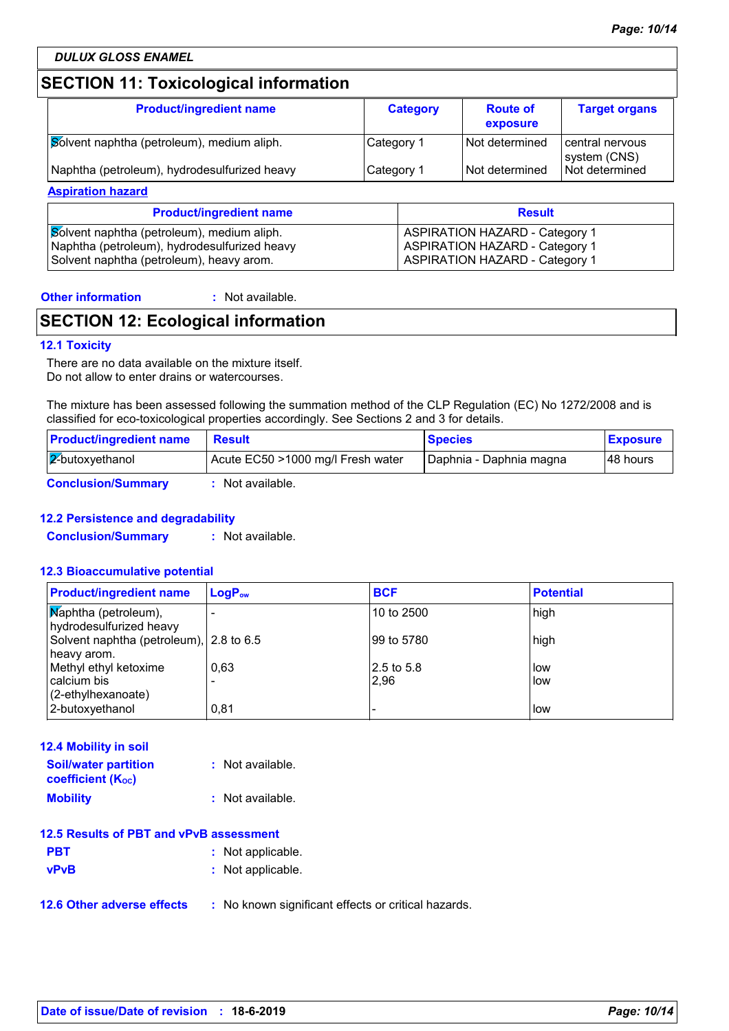**DULUX GLOSS ENAMEL**

## SECTION 11: Toxicological information

| Product/ingredient name | Category | Route of exposure | Target organs |
|---|---|---|---|
| Solvent naphtha (petroleum), medium aliph. | Category 1 | Not determined | central nervous system (CNS) |
| Naphtha (petroleum), hydrodesulfurized heavy | Category 1 | Not determined | Not determined |

**Aspiration hazard**

| Product/ingredient name | Result |
|---|---|
| Solvent naphtha (petroleum), medium aliph. | ASPIRATION HAZARD - Category 1 |
| Naphtha (petroleum), hydrodesulfurized heavy | ASPIRATION HAZARD - Category 1 |
| Solvent naphtha (petroleum), heavy arom. | ASPIRATION HAZARD - Category 1 |

**Other information** : Not available.

## SECTION 12: Ecological information

### 12.1 Toxicity

There are no data available on the mixture itself.
Do not allow to enter drains or watercourses.

The mixture has been assessed following the summation method of the CLP Regulation (EC) No 1272/2008 and is classified for eco-toxicological properties accordingly. See Sections 2 and 3 for details.

| Product/ingredient name | Result | Species | Exposure |
|---|---|---|---|
| 2-butoxyethanol | Acute EC50 >1000 mg/l Fresh water | Daphnia - Daphnia magna | 48 hours |

**Conclusion/Summary** : Not available.

### 12.2 Persistence and degradability

**Conclusion/Summary** : Not available.

### 12.3 Bioaccumulative potential

| Product/ingredient name | $LogP_{ow}$ | BCF | Potential |
|---|---|---|---|
| Naphtha (petroleum), hydrodesulfurized heavy | - | 10 to 2500 | high |
| Solvent naphtha (petroleum), heavy arom. | 2.8 to 6.5 | 99 to 5780 | high |
| Methyl ethyl ketoxime | 0,63 | 2.5 to 5.8 | low |
| calcium bis (2-ethylhexanoate) | - | 2,96 | low |
| 2-butoxyethanol | 0,81 | - | low |

### 12.4 Mobility in soil

**Soil/water partition coefficient ($K_{OC}$)** : Not available.

**Mobility** : Not available.

### 12.5 Results of PBT and vPvB assessment

**PBT** : Not applicable.

**vPvB** : Not applicable.

### 12.6 Other adverse effects

: No known significant effects or critical hazards.

**Date of issue/Date of revision** : 18-6-2019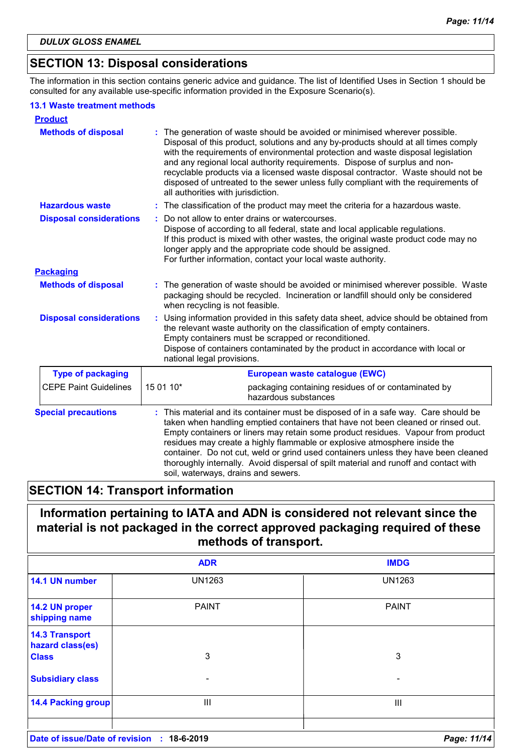**DULUX GLOSS ENAMEL**

## SECTION 13: Disposal considerations

The information in this section contains generic advice and guidance. The list of Identified Uses in Section 1 should be consulted for any available use-specific information provided in the Exposure Scenario(s).

### 13.1 Waste treatment methods

**Product**

**Methods of disposal** : The generation of waste should be avoided or minimised wherever possible. Disposal of this product, solutions and any by-products should at all times comply with the requirements of environmental protection and waste disposal legislation and any regional local authority requirements. Dispose of surplus and non-recyclable products via a licensed waste disposal contractor. Waste should not be disposed of untreated to the sewer unless fully compliant with the requirements of all authorities with jurisdiction.

**Hazardous waste** : The classification of the product may meet the criteria for a hazardous waste.

**Disposal considerations** : Do not allow to enter drains or watercourses.
Dispose of according to all federal, state and local applicable regulations.
If this product is mixed with other wastes, the original waste product code may no longer apply and the appropriate code should be assigned.
For further information, contact your local waste authority.

**Packaging**

**Methods of disposal** : The generation of waste should be avoided or minimised wherever possible. Waste packaging should be recycled. Incineration or landfill should only be considered when recycling is not feasible.

**Disposal considerations** : Using information provided in this safety data sheet, advice should be obtained from the relevant waste authority on the classification of empty containers.
Empty containers must be scrapped or reconditioned.
Dispose of containers contaminated by the product in accordance with local or national legal provisions.

| Type of packaging | European waste catalogue (EWC) | |
|---|---|---|
| CEPE Paint Guidelines | 15 01 10* | packaging containing residues of or contaminated by hazardous substances |

**Special precautions** : This material and its container must be disposed of in a safe way. Care should be taken when handling emptied containers that have not been cleaned or rinsed out. Empty containers or liners may retain some product residues. Vapour from product residues may create a highly flammable or explosive atmosphere inside the container. Do not cut, weld or grind used containers unless they have been cleaned thoroughly internally. Avoid dispersal of spilt material and runoff and contact with soil, waterways, drains and sewers.

## SECTION 14: Transport information

**Information pertaining to IATA and ADN is considered not relevant since the material is not packaged in the correct approved packaging required of these methods of transport.**

| | ADR | IMDG |
|---|---|---|
| **14.1 UN number** | UN1263 | UN1263 |
| **14.2 UN proper shipping name** | PAINT | PAINT |
| **14.3 Transport hazard class(es)** Class | 3 | 3 |
| Subsidiary class | - | - |
| **14.4 Packing group** | III | III |

Date of issue/Date of revision : 18-6-2019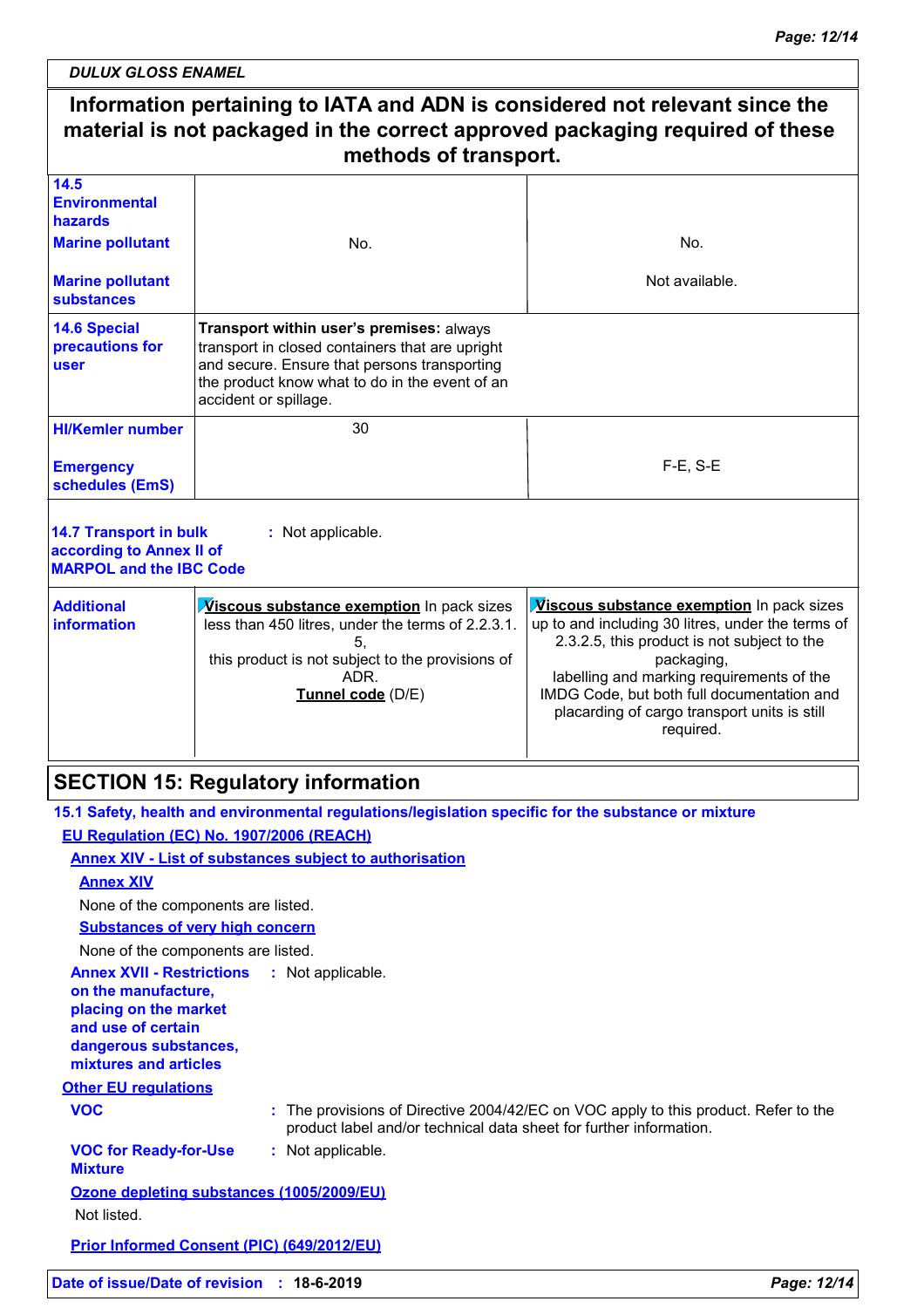**Information pertaining to IATA and ADN is considered not relevant since the material is not packaged in the correct approved packaging required of these methods of transport.**

| | | |
|---|---|---|
| **14.5 Environmental hazards**<br>**Marine pollutant**<br>**Marine pollutant substances** | No. | No.<br>Not available. |
| **14.6 Special precautions for user** | **Transport within user's premises:** always transport in closed containers that are upright and secure. Ensure that persons transporting the product know what to do in the event of an accident or spillage. | |
| **HI/Kemler number**<br>**Emergency schedules (EmS)** | 30 | F-E, S-E |
| **14.7 Transport in bulk according to Annex II of MARPOL and the IBC Code** | : Not applicable. | |
| **Additional information** | **Viscous substance exemption** In pack sizes less than 450 litres, under the terms of 2.2.3.1.5, this product is not subject to the provisions of ADR.<br>**Tunnel code** (D/E) | **Viscous substance exemption** In pack sizes up to and including 30 litres, under the terms of 2.3.2.5, this product is not subject to the packaging, labelling and marking requirements of the IMDG Code, but both full documentation and placarding of cargo transport units is still required. |

## SECTION 15: Regulatory information

**15.1 Safety, health and environmental regulations/legislation specific for the substance or mixture**

**EU Regulation (EC) No. 1907/2006 (REACH)**

**Annex XIV - List of substances subject to authorisation**

**Annex XIV**

None of the components are listed.

**Substances of very high concern**

None of the components are listed.

**Annex XVII - Restrictions on the manufacture, placing on the market and use of certain dangerous substances, mixtures and articles** : Not applicable.

**Other EU regulations**

**VOC** : The provisions of Directive 2004/42/EC on VOC apply to this product. Refer to the product label and/or technical data sheet for further information.

**VOC for Ready-for-Use Mixture** : Not applicable.

**Ozone depleting substances (1005/2009/EU)**

Not listed.

**Prior Informed Consent (PIC) (649/2012/EU)**

**Date of issue/Date of revision** : **18-6-2019**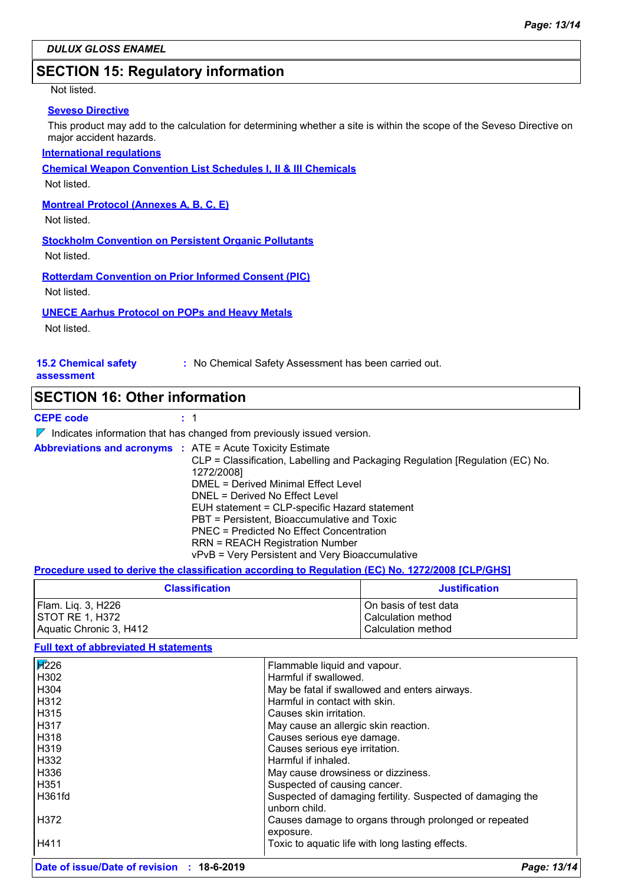## SECTION 15: Regulatory information

Not listed.

**Seveso Directive**

This product may add to the calculation for determining whether a site is within the scope of the Seveso Directive on major accident hazards.

**International regulations**

**Chemical Weapon Convention List Schedules I, II & III Chemicals**

Not listed.

**Montreal Protocol (Annexes A, B, C, E)**

Not listed.

**Stockholm Convention on Persistent Organic Pollutants**

Not listed.

**Rotterdam Convention on Prior Informed Consent (PIC)**

Not listed.

**UNECE Aarhus Protocol on POPs and Heavy Metals**

Not listed.

**15.2 Chemical safety assessment** : No Chemical Safety Assessment has been carried out.

## SECTION 16: Other information

**CEPE code** : 1

Indicates information that has changed from previously issued version.

**Abbreviations and acronyms** :
ATE = Acute Toxicity Estimate
CLP = Classification, Labelling and Packaging Regulation [Regulation (EC) No. 1272/2008]
DMEL = Derived Minimal Effect Level
DNEL = Derived No Effect Level
EUH statement = CLP-specific Hazard statement
PBT = Persistent, Bioaccumulative and Toxic
PNEC = Predicted No Effect Concentration
RRN = REACH Registration Number
vPvB = Very Persistent and Very Bioaccumulative

**Procedure used to derive the classification according to Regulation (EC) No. 1272/2008 [CLP/GHS]**

| Classification | Justification |
|---|---|
| Flam. Liq. 3, H226 | On basis of test data |
| STOT RE 1, H372 | Calculation method |
| Aquatic Chronic 3, H412 | Calculation method |

**Full text of abbreviated H statements**

| | |
|---|---|
| H226 | Flammable liquid and vapour. |
| H302 | Harmful if swallowed. |
| H304 | May be fatal if swallowed and enters airways. |
| H312 | Harmful in contact with skin. |
| H315 | Causes skin irritation. |
| H317 | May cause an allergic skin reaction. |
| H318 | Causes serious eye damage. |
| H319 | Causes serious eye irritation. |
| H332 | Harmful if inhaled. |
| H336 | May cause drowsiness or dizziness. |
| H351 | Suspected of causing cancer. |
| H361fd | Suspected of damaging fertility. Suspected of damaging the unborn child. |
| H372 | Causes damage to organs through prolonged or repeated exposure. |
| H411 | Toxic to aquatic life with long lasting effects. |

**Date of issue/Date of revision** : **18-6-2019**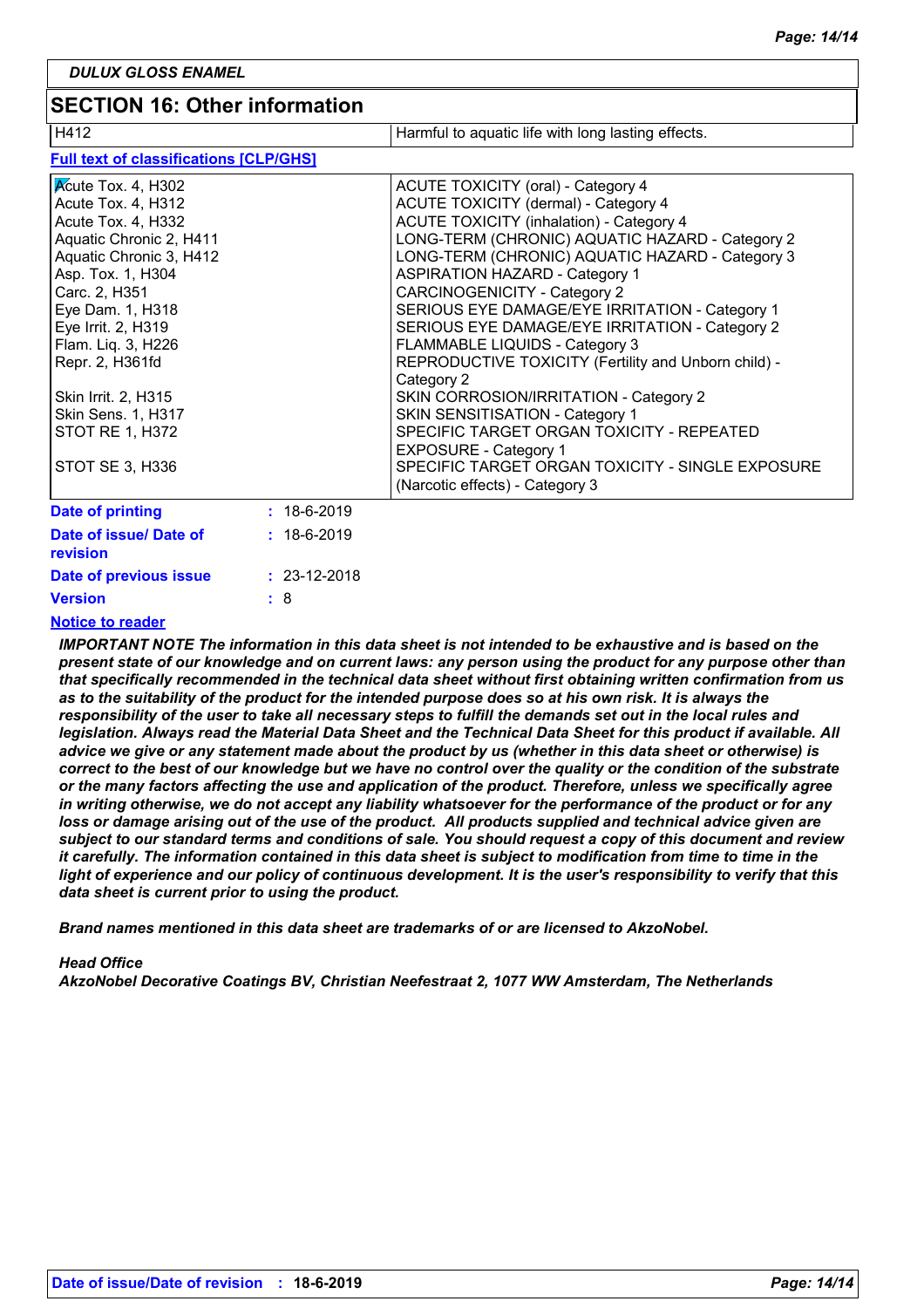## SECTION 16: Other information

| | |
|---|---|
| H412 | Harmful to aquatic life with long lasting effects. |

**Full text of classifications [CLP/GHS]**

| | |
|---|---|
| Acute Tox. 4, H302 | ACUTE TOXICITY (oral) - Category 4 |
| Acute Tox. 4, H312 | ACUTE TOXICITY (dermal) - Category 4 |
| Acute Tox. 4, H332 | ACUTE TOXICITY (inhalation) - Category 4 |
| Aquatic Chronic 2, H411 | LONG-TERM (CHRONIC) AQUATIC HAZARD - Category 2 |
| Aquatic Chronic 3, H412 | LONG-TERM (CHRONIC) AQUATIC HAZARD - Category 3 |
| Asp. Tox. 1, H304 | ASPIRATION HAZARD - Category 1 |
| Carc. 2, H351 | CARCINOGENICITY - Category 2 |
| Eye Dam. 1, H318 | SERIOUS EYE DAMAGE/EYE IRRITATION - Category 1 |
| Eye Irrit. 2, H319 | SERIOUS EYE DAMAGE/EYE IRRITATION - Category 2 |
| Flam. Liq. 3, H226 | FLAMMABLE LIQUIDS - Category 3 |
| Repr. 2, H361fd | REPRODUCTIVE TOXICITY (Fertility and Unborn child) - Category 2 |
| Skin Irrit. 2, H315 | SKIN CORROSION/IRRITATION - Category 2 |
| Skin Sens. 1, H317 | SKIN SENSITISATION - Category 1 |
| STOT RE 1, H372 | SPECIFIC TARGET ORGAN TOXICITY - REPEATED EXPOSURE - Category 1 |
| STOT SE 3, H336 | SPECIFIC TARGET ORGAN TOXICITY - SINGLE EXPOSURE (Narcotic effects) - Category 3 |

**Date of printing** : 18-6-2019

**Date of issue/ Date of revision** : 18-6-2019

**Date of previous issue** : 23-12-2018

**Version** : 8

**Notice to reader**

***IMPORTANT NOTE The information in this data sheet is not intended to be exhaustive and is based on the present state of our knowledge and on current laws: any person using the product for any purpose other than that specifically recommended in the technical data sheet without first obtaining written confirmation from us as to the suitability of the product for the intended purpose does so at his own risk. It is always the responsibility of the user to take all necessary steps to fulfill the demands set out in the local rules and legislation. Always read the Material Data Sheet and the Technical Data Sheet for this product if available. All advice we give or any statement made about the product by us (whether in this data sheet or otherwise) is correct to the best of our knowledge but we have no control over the quality or the condition of the substrate or the many factors affecting the use and application of the product. Therefore, unless we specifically agree in writing otherwise, we do not accept any liability whatsoever for the performance of the product or for any loss or damage arising out of the use of the product. All products supplied and technical advice given are subject to our standard terms and conditions of sale. You should request a copy of this document and review it carefully. The information contained in this data sheet is subject to modification from time to time in the light of experience and our policy of continuous development. It is the user's responsibility to verify that this data sheet is current prior to using the product.***

***Brand names mentioned in this data sheet are trademarks of or are licensed to AkzoNobel.***

***Head Office***
***AkzoNobel Decorative Coatings BV, Christian Neefestraat 2, 1077 WW Amsterdam, The Netherlands***